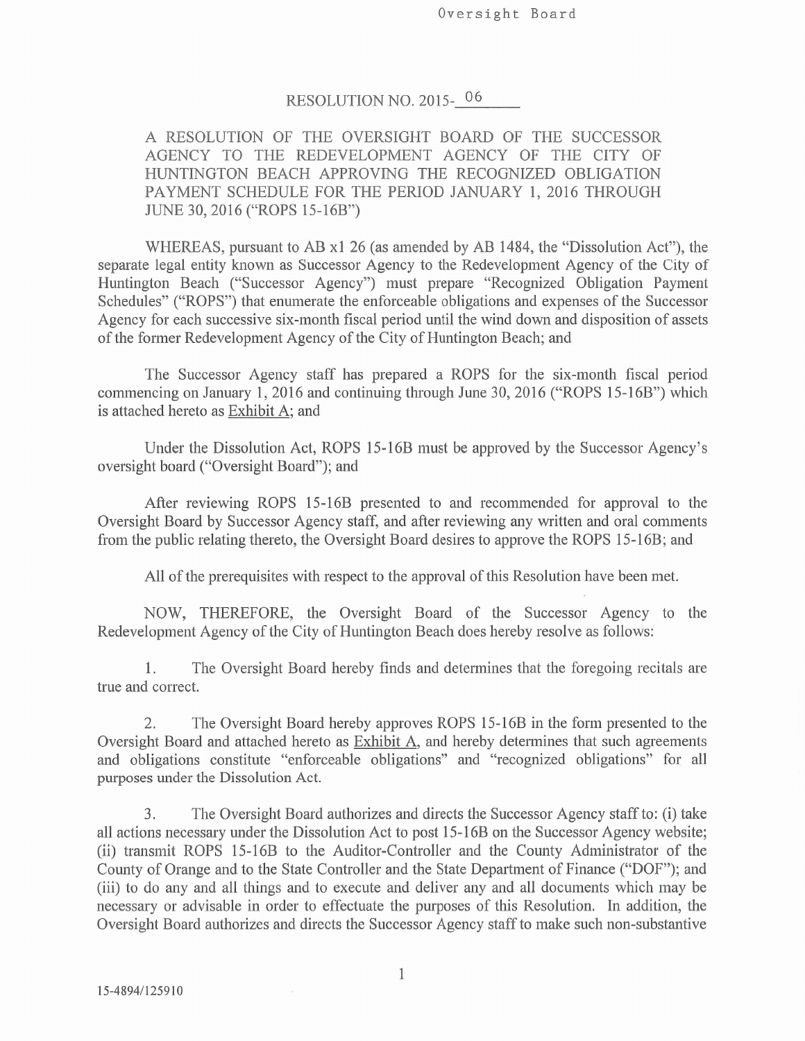# RESOLUTION NO. 2015-06

A RESOLUTION OF THE OVERSIGHT BOARD OF THE SUCCESSOR AGENCY TO THE REDEVELOPMENT AGENCY OF THE CITY OF HUNTINGTON BEACH APPROVING THE RECOGNIZED OBLIGATION PAYMENT SCHEDULE FOR THE PERIOD JANUARY 1, 2016 THROUGH JUNE 30, 2016 ("ROPS 15-16B")

WHEREAS, pursuant to AB x1 26 (as amended by AB 1484, the "Dissolution Act"), the separate legal entity known as Successor Agency to the Redevelopment Agency of the City of Huntington Beach ("Successor Agency") must prepare "Recognized Obligation Payment Schedules" ("ROPS") that enumerate the enforceable obligations and expenses of the Successor Agency for each successive six-month fiscal period until the wind down and disposition of assets of the former Redevelopment Agency of the City of Huntington Beach; and

The Successor Agency staff has prepared a ROPS for the six-month fiscal period commencing on January 1, 2016 and continuing through June 30, 2016 ("ROPS 15-16B") which is attached hereto as Exhibit A; and

Under the Dissolution Act, ROPS 15-16B must be approved by the Successor Agency's oversight board ("Oversight Board"); and

After reviewing ROPS 15-16B presented to and recommended for approval to the Oversight Board by Successor Agency staff, and after reviewing any written and oral comments from the public relating thereto, the Oversight Board desires to approve the ROPS 15-16B; and

All of the prerequisites with respect to the approval of this Resolution have been met.

NOW, THEREFORE, the Oversight Board of the Successor Agency to the Redevelopment Agency of the City of Huntington Beach does hereby resolve as follows:

1. The Oversight Board hereby finds and determines that the foregoing recitals are true and correct.

2. The Oversight Board hereby approves ROPS 15-16B in the form presented to the Oversight Board and attached hereto as Exhibit A, and hereby determines that such agreements and obligations constitute "enforceable obligations" and "recognized obligations" for all purposes under the Dissolution Act.

3. The Oversight Board authorizes and directs the Successor Agency staff to: (i) take all actions necessary under the Dissolution Act to post 15-16B on the Successor Agency website; (ii) transmit ROPS 15-16B to the Auditor-Controller and the County Administrator of the County of Orange and to the State Controller and the State Department of Finance ("DOF"); and (iii) to do any and all things and to execute and deliver any and all documents which may be necessary or advisable in order to effectuate the purposes of this Resolution. In addition, the Oversight Board authorizes and directs the Successor Agency staff to make such non-substantive

15-4894/125910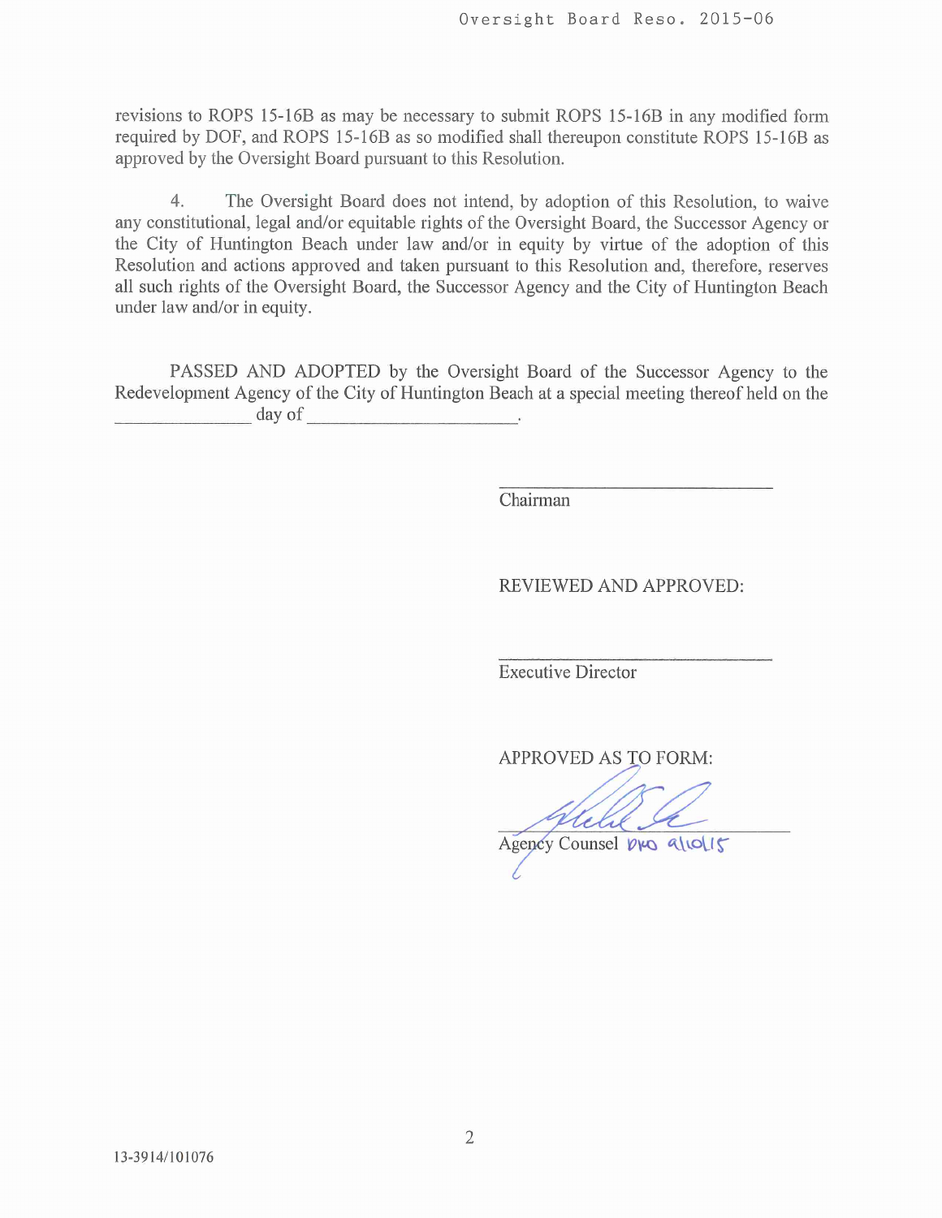revisions to ROPS 15-16B as may be necessary to submit ROPS 15-16B in any modified form required by DOF, and ROPS 15-16B as so modified shall thereupon constitute ROPS 15-16B as approved by the Oversight Board pursuant to this Resolution.

4. The Oversight Board does not intend, by adoption of this Resolution, to waive any constitutional, legal and/or equitable rights of the Oversight Board, the Successor Agency or the City of Huntington Beach under law and/or in equity by virtue of the adoption of this Resolution and actions approved and taken pursuant to this Resolution and, therefore, reserves all such rights of the Oversight Board, the Successor Agency and the City of Huntington Beach under law and/or in equity.

PASSED AND ADOPTED by the Oversight Board of the Successor Agency to the Redevelopment Agency of the City of Huntington Beach at a special meeting thereof held on the _______________ day of _______________________.

_______________________________
Chairman

REVIEWED AND APPROVED:

_______________________________
Executive Director

APPROVED AS TO FORM:

_______________________________
Agency Counsel DKO 9/10/15

13-3914/101076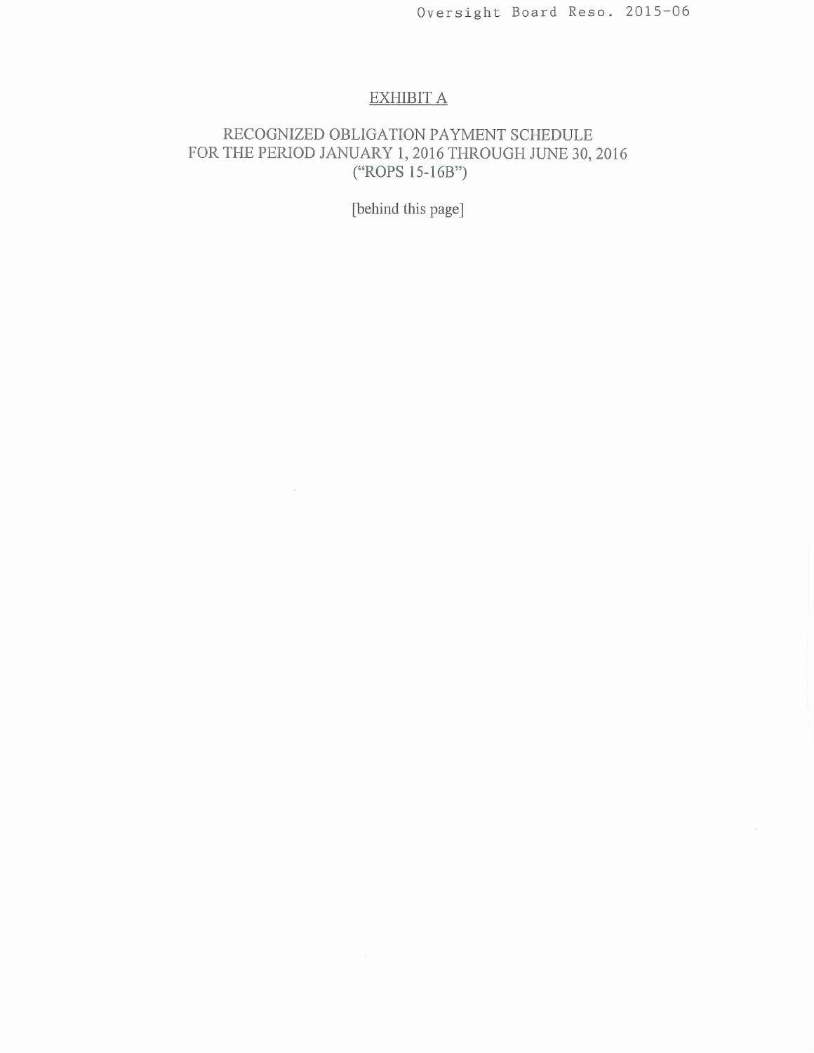Oversight Board Reso. 2015-06

## EXHIBIT A

RECOGNIZED OBLIGATION PAYMENT SCHEDULE
FOR THE PERIOD JANUARY 1, 2016 THROUGH JUNE 30, 2016
("ROPS 15-16B")

[behind this page]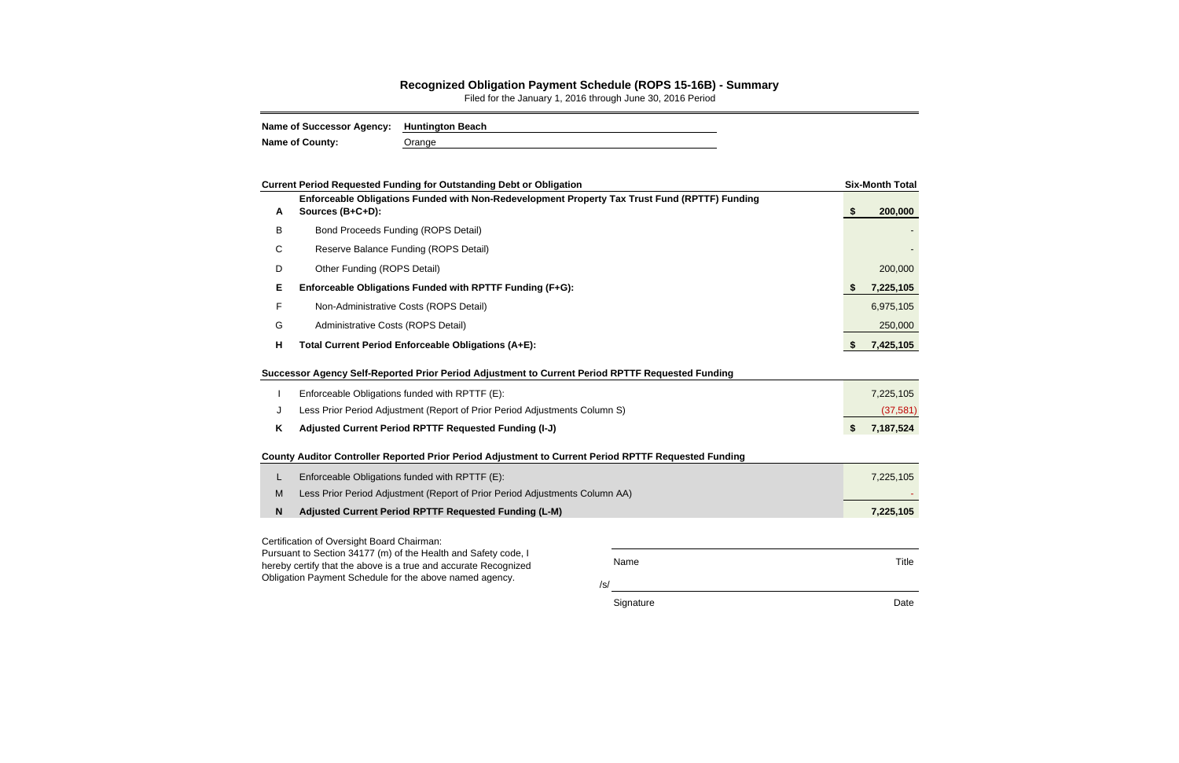# Recognized Obligation Payment Schedule (ROPS 15-16B) - Summary

Filed for the January 1, 2016 through June 30, 2016 Period

**Name of Successor Agency:** **Huntington Beach**

**Name of County:** Orange

| | **Current Period Requested Funding for Outstanding Debt or Obligation** | **Six-Month Total** |
|---|---|---|
| **A** | **Enforceable Obligations Funded with Non-Redevelopment Property Tax Trust Fund (RPTTF) Funding Sources (B+C+D):** | **$ 200,000** |
| B | Bond Proceeds Funding (ROPS Detail) | - |
| C | Reserve Balance Funding (ROPS Detail) | - |
| D | Other Funding (ROPS Detail) | 200,000 |
| **E** | **Enforceable Obligations Funded with RPTTF Funding (F+G):** | **$ 7,225,105** |
| F | Non-Administrative Costs (ROPS Detail) | 6,975,105 |
| G | Administrative Costs (ROPS Detail) | 250,000 |
| **H** | **Total Current Period Enforceable Obligations (A+E):** | **$ 7,425,105** |

| | **Successor Agency Self-Reported Prior Period Adjustment to Current Period RPTTF Requested Funding** | |
|---|---|---|
| I | Enforceable Obligations funded with RPTTF (E): | 7,225,105 |
| J | Less Prior Period Adjustment (Report of Prior Period Adjustments Column S) | (37,581) |
| **K** | **Adjusted Current Period RPTTF Requested Funding (I-J)** | **$ 7,187,524** |

| | **County Auditor Controller Reported Prior Period Adjustment to Current Period RPTTF Requested Funding** | |
|---|---|---|
| L | Enforceable Obligations funded with RPTTF (E): | 7,225,105 |
| M | Less Prior Period Adjustment (Report of Prior Period Adjustments Column AA) | - |
| **N** | **Adjusted Current Period RPTTF Requested Funding (L-M)** | **7,225,105** |

Certification of Oversight Board Chairman:
Pursuant to Section 34177 (m) of the Health and Safety code, I hereby certify that the above is a true and accurate Recognized Obligation Payment Schedule for the above named agency.

Name ______________________ Title

/s/ ______________________

Signature ______________________ Date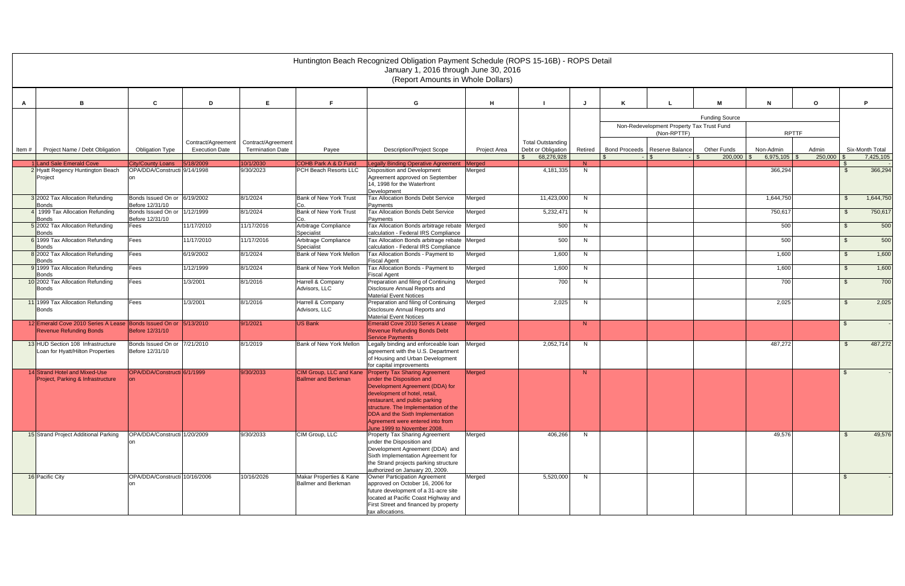# Huntington Beach Recognized Obligation Payment Schedule (ROPS 15-16B) - ROPS Detail

January 1, 2016 through June 30, 2016

(Report Amounts in Whole Dollars)

| A | B | C | D | E | F | G | H | I | J | K | L | M | N | O | P |
|---|---|---|---|---|---|---|---|---|---|---|---|---|---|---|---|
| | | | | | | | | | | Funding Source | | | | | |
| | | | | | | | | | | Non-Redevelopment Property Tax Trust Fund (Non-RPTTF) | | | RPTTF | | |
| Item # | Project Name / Debt Obligation | Obligation Type | Contract/Agreement Execution Date | Contract/Agreement Termination Date | Payee | Description/Project Scope | Project Area | Total Outstanding Debt or Obligation | Retired | Bond Proceeds | Reserve Balance | Other Funds | Non-Admin | Admin | Six-Month Total |
| | | | | | | | | $ 68,276,928 | | $ - | $ - | $ 200,000 | $ 6,975,105 | $ 250,000 | $ 7,425,105 |
| 1 | Land Sale Emerald Cove | City/County Loans | 5/18/2009 | 10/1/2030 | COHB Park A & D Fund | Legally Binding Operative Agreement | Merged | | N | | | | | | $ - |
| 2 | Hyatt Regency Huntington Beach Project | OPA/DDA/Construction | 9/14/1998 | 9/30/2023 | PCH Beach Resorts LLC | Disposition and Development Agreement approved on September 14, 1998 for the Waterfront Development | Merged | 4,181,335 | N | | | | 366,294 | | $ 366,294 |
| 3 | 2002 Tax Allocation Refunding Bonds | Bonds Issued On or Before 12/31/10 | 6/19/2002 | 8/1/2024 | Bank of New York Trust Co. | Tax Allocation Bonds Debt Service Payments | Merged | 11,423,000 | N | | | | 1,644,750 | | $ 1,644,750 |
| 4 | 1999 Tax Allocation Refunding Bonds | Bonds Issued On or Before 12/31/10 | 1/12/1999 | 8/1/2024 | Bank of New York Trust Co. | Tax Allocation Bonds Debt Service Payments | Merged | 5,232,471 | N | | | | 750,617 | | $ 750,617 |
| 5 | 2002 Tax Allocation Refunding Bonds | Fees | 11/17/2010 | 11/17/2016 | Arbitrage Compliance Specialist | Tax Allocation Bonds arbitrage rebate calculation - Federal IRS Compliance | Merged | 500 | N | | | | 500 | | $ 500 |
| 6 | 1999 Tax Allocation Refunding Bonds | Fees | 11/17/2010 | 11/17/2016 | Arbitrage Compliance Specialist | Tax Allocation Bonds arbitrage rebate calculation - Federal IRS Compliance | Merged | 500 | N | | | | 500 | | $ 500 |
| 8 | 2002 Tax Allocation Refunding Bonds | Fees | 6/19/2002 | 8/1/2024 | Bank of New York Mellon | Tax Allocation Bonds - Payment to Fiscal Agent | Merged | 1,600 | N | | | | 1,600 | | $ 1,600 |
| 9 | 1999 Tax Allocation Refunding Bonds | Fees | 1/12/1999 | 8/1/2024 | Bank of New York Mellon | Tax Allocation Bonds - Payment to Fiscal Agent | Merged | 1,600 | N | | | | 1,600 | | $ 1,600 |
| 10 | 2002 Tax Allocation Refunding Bonds | Fees | 1/3/2001 | 8/1/2016 | Harrell & Company Advisors, LLC | Preparation and filing of Continuing Disclosure Annual Reports and Material Event Notices | Merged | 700 | N | | | | 700 | | $ 700 |
| 11 | 1999 Tax Allocation Refunding Bonds | Fees | 1/3/2001 | 8/1/2016 | Harrell & Company Advisors, LLC | Preparation and filing of Continuing Disclosure Annual Reports and Material Event Notices | Merged | 2,025 | N | | | | 2,025 | | $ 2,025 |
| 12 | Emerald Cove 2010 Series A Lease Revenue Refunding Bonds | Bonds Issued On or Before 12/31/10 | 5/13/2010 | 9/1/2021 | US Bank | Emerald Cove 2010 Series A Lease Revenue Refunding Bonds Debt Service Payments | Merged | | N | | | | | | $ - |
| 13 | HUD Section 108 Infrastructure Loan for Hyatt/Hilton Properties | Bonds Issued On or Before 12/31/10 | 7/21/2010 | 8/1/2019 | Bank of New York Mellon | Legally binding and enforceable loan agreement with the U.S. Department of Housing and Urban Development for capital improvements | Merged | 2,052,714 | N | | | | 487,272 | | $ 487,272 |
| 14 | Strand Hotel and Mixed-Use Project, Parking & Infrastructure | OPA/DDA/Construction | 6/1/1999 | 9/30/2033 | CIM Group, LLC and Kane Ballmer and Berkman | Property Tax Sharing Agreement under the Disposition and Development Agreement (DDA) for development of hotel, retail, restaurant, and public parking structure. The Implementation of the DDA and the Sixth Implementation Agreement were entered into from June 1999 to November 2008. | Merged | | N | | | | | | $ - |
| 15 | Strand Project Additional Parking | OPA/DDA/Construction | 1/20/2009 | 9/30/2033 | CIM Group, LLC | Property Tax Sharing Agreement under the Disposition and Development Agreement (DDA) and Sixth Implementation Agreement for the Strand projects parking structure authorized on January 20, 2009. | Merged | 406,266 | N | | | | 49,576 | | $ 49,576 |
| 16 | Pacific City | OPA/DDA/Construction | 10/16/2006 | 10/16/2026 | Makar Properties & Kane Ballmer and Berkman | Owner Participation Agreement approved on October 16, 2006 for future development of a 31-acre site located at Pacific Coast Highway and First Street and financed by property tax allocations. | Merged | 5,520,000 | N | | | | | | $ - |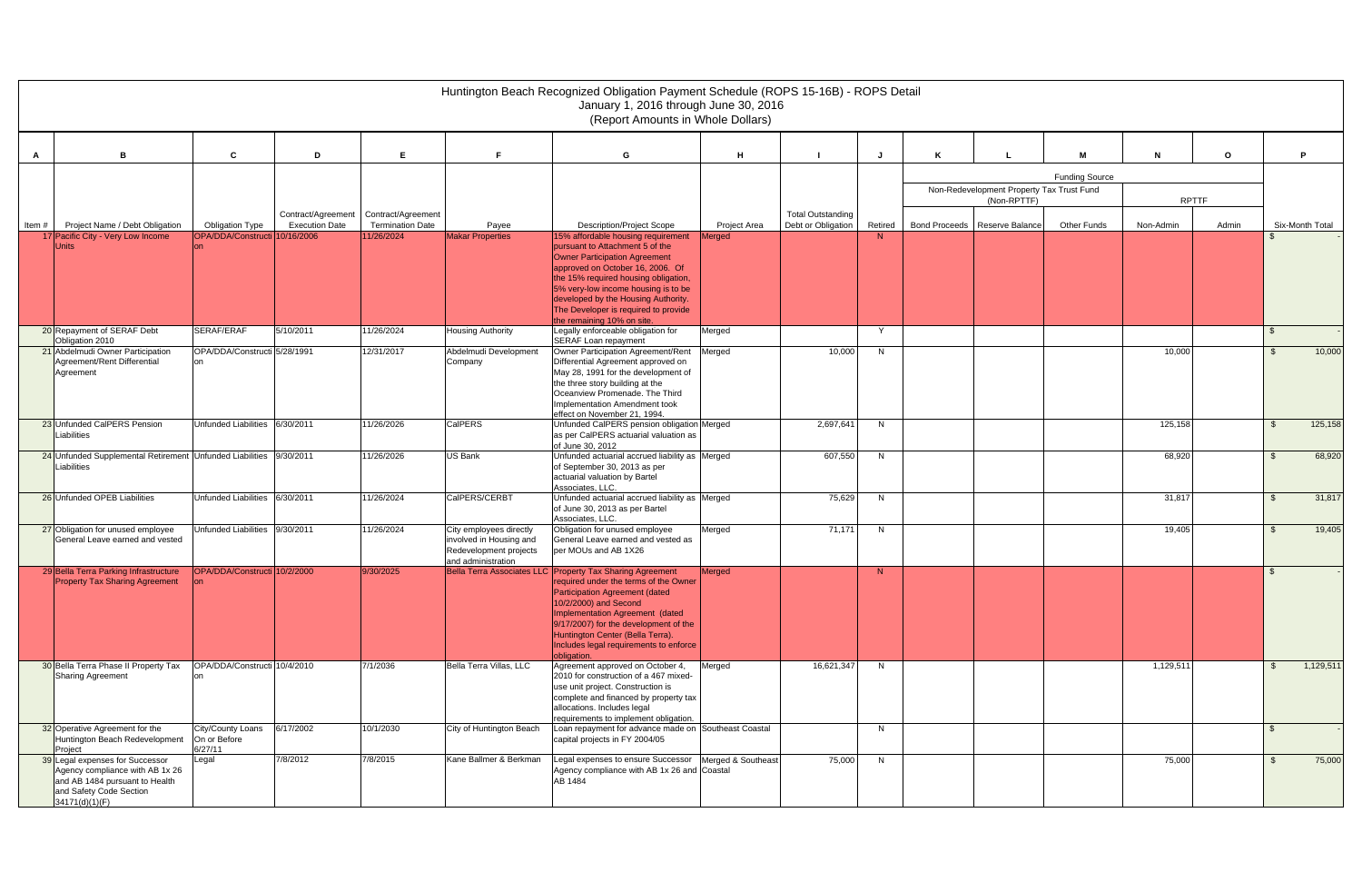# Huntington Beach Recognized Obligation Payment Schedule (ROPS 15-16B) - ROPS Detail

January 1, 2016 through June 30, 2016

(Report Amounts in Whole Dollars)

| A | B | C | D | E | F | G | H | I | J | K | L | M | N | O | P |
|---|---|---|---|---|---|---|---|---|---|---|---|---|---|---|---|
| | | | | | | | | | | Funding Source | | | | | |
| | | | | | | | | | | Non-Redevelopment Property Tax Trust Fund (Non-RPTTF) | | | RPTTF | | |
| Item # | Project Name / Debt Obligation | Obligation Type | Contract/Agreement Execution Date | Contract/Agreement Termination Date | Payee | Description/Project Scope | Project Area | Total Outstanding Debt or Obligation | Retired | Bond Proceeds | Reserve Balance | Other Funds | Non-Admin | Admin | Six-Month Total |
| 17 | Pacific City - Very Low Income Units | OPA/DDA/Construction | 10/16/2006 | 11/26/2024 | Makar Properties | 15% affordable housing requirement pursuant to Attachment 5 of the Owner Participation Agreement approved on October 16, 2006. Of the 15% required housing obligation, 5% very-low income housing is to be developed by the Housing Authority. The Developer is required to provide the remaining 10% on site. | Merged | | N | | | | | | $ - |
| 20 | Repayment of SERAF Debt Obligation 2010 | SERAF/ERAF | 5/10/2011 | 11/26/2024 | Housing Authority | Legally enforceable obligation for SERAF Loan repayment | Merged | | Y | | | | | | $ - |
| 21 | Abdelmudi Owner Participation Agreement/Rent Differential Agreement | OPA/DDA/Construction | 5/28/1991 | 12/31/2017 | Abdelmudi Development Company | Owner Participation Agreement/Rent Differential Agreement approved on May 28, 1991 for the development of the three story building at the Oceanview Promenade. The Third Implementation Amendment took effect on November 21, 1994. | Merged | 10,000 | N | | | | 10,000 | | $ 10,000 |
| 23 | Unfunded CalPERS Pension Liabilities | Unfunded Liabilities | 6/30/2011 | 11/26/2026 | CalPERS | Unfunded CalPERS pension obligation as per CalPERS actuarial valuation as of June 30, 2012 | Merged | 2,697,641 | N | | | | 125,158 | | $ 125,158 |
| 24 | Unfunded Supplemental Retirement Liabilities | Unfunded Liabilities | 9/30/2011 | 11/26/2026 | US Bank | Unfunded actuarial accrued liability as of September 30, 2013 as per actuarial valuation by Bartel Associates, LLC. | Merged | 607,550 | N | | | | 68,920 | | $ 68,920 |
| 26 | Unfunded OPEB Liabilities | Unfunded Liabilities | 6/30/2011 | 11/26/2024 | CalPERS/CERBT | Unfunded actuarial accrued liability as of June 30, 2013 as per Bartel Associates, LLC. | Merged | 75,629 | N | | | | 31,817 | | $ 31,817 |
| 27 | Obligation for unused employee General Leave earned and vested | Unfunded Liabilities | 9/30/2011 | 11/26/2024 | City employees directly involved in Housing and Redevelopment projects and administration | Obligation for unused employee General Leave earned and vested as per MOUs and AB 1X26 | Merged | 71,171 | N | | | | 19,405 | | $ 19,405 |
| 29 | Bella Terra Parking Infrastructure Property Tax Sharing Agreement | OPA/DDA/Construction | 10/2/2000 | 9/30/2025 | Bella Terra Associates LLC | Property Tax Sharing Agreement required under the terms of the Owner Participation Agreement (dated 10/2/2000) and Second Implementation Agreement (dated 9/17/2007) for the development of the Huntington Center (Bella Terra). Includes legal requirements to enforce obligation. | Merged | | N | | | | | | $ - |
| 30 | Bella Terra Phase II Property Tax Sharing Agreement | OPA/DDA/Construction | 10/4/2010 | 7/1/2036 | Bella Terra Villas, LLC | Agreement approved on October 4, 2010 for construction of a 467 mixed-use unit project. Construction is complete and financed by property tax allocations. Includes legal requirements to implement obligation. | Merged | 16,621,347 | N | | | | 1,129,511 | | $ 1,129,511 |
| 32 | Operative Agreement for the Huntington Beach Redevelopment Project | City/County Loans On or Before 6/27/11 | 6/17/2002 | 10/1/2030 | City of Huntington Beach | Loan repayment for advance made on capital projects in FY 2004/05 | Southeast Coastal | | N | | | | | | $ - |
| 39 | Legal expenses for Successor Agency compliance with AB 1x 26 and AB 1484 pursuant to Health and Safety Code Section 34171(d)(1)(F) | Legal | 7/8/2012 | 7/8/2015 | Kane Ballmer & Berkman | Legal expenses to ensure Successor Agency compliance with AB 1x 26 and AB 1484 | Merged & Southeast Coastal | 75,000 | N | | | | 75,000 | | $ 75,000 |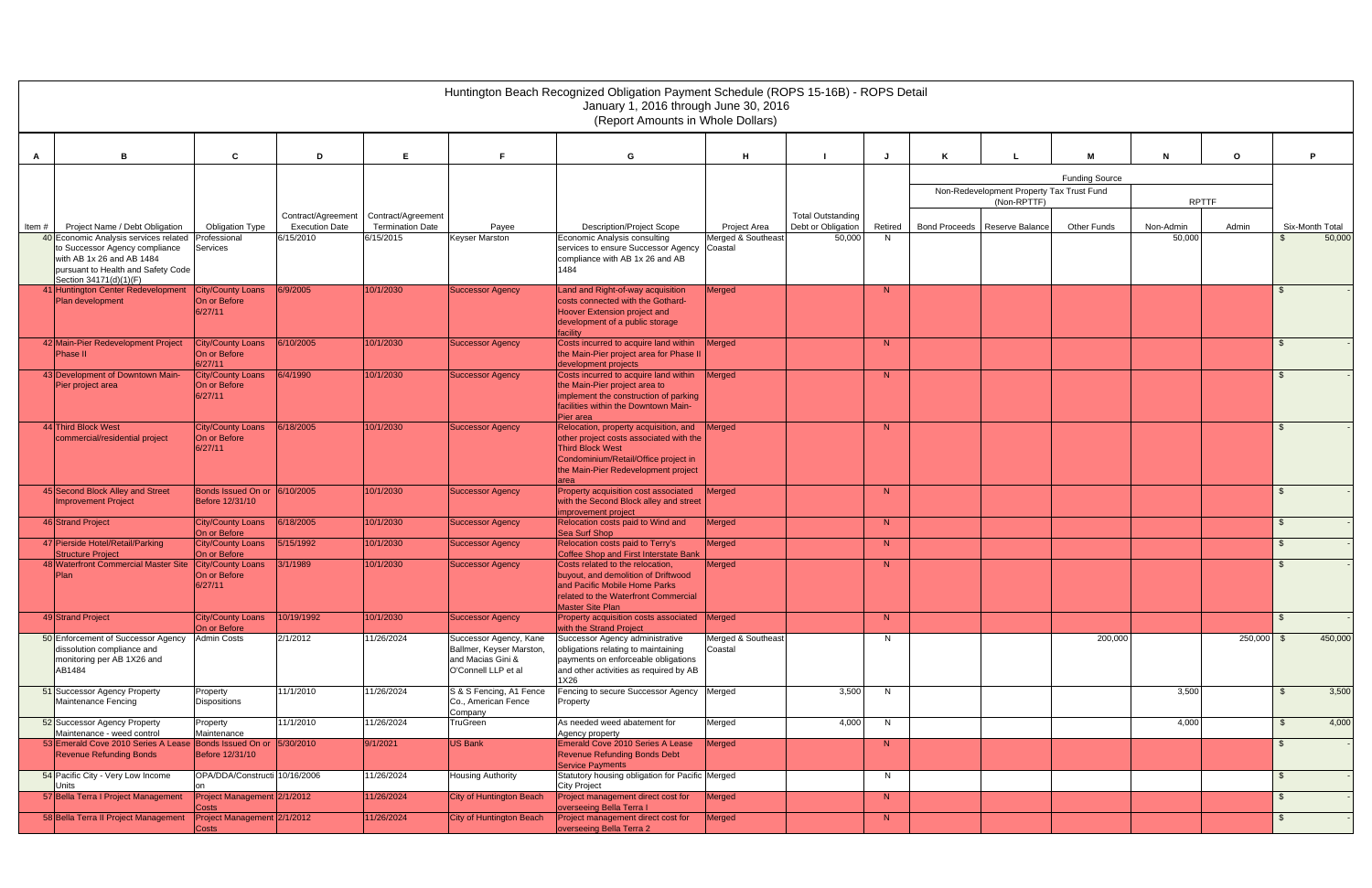# Huntington Beach Recognized Obligation Payment Schedule (ROPS 15-16B) - ROPS Detail

January 1, 2016 through June 30, 2016

(Report Amounts in Whole Dollars)

| A | B | C | D | E | F | G | H | I | J | K | L | M | N | O | P |
|---|---|---|---|---|---|---|---|---|---|---|---|---|---|---|---|
| | | | | | | | | | | Funding Source | | | | | |
| | | | | | | | | | | Non-Redevelopment Property Tax Trust Fund (Non-RPTTF) | | | RPTTF | | |
| Item # | Project Name / Debt Obligation | Obligation Type | Contract/Agreement Execution Date | Contract/Agreement Termination Date | Payee | Description/Project Scope | Project Area | Total Outstanding Debt or Obligation | Retired | Bond Proceeds | Reserve Balance | Other Funds | Non-Admin | Admin | Six-Month Total |
| 40 | Economic Analysis services related to Successor Agency compliance with AB 1x 26 and AB 1484 pursuant to Health and Safety Code Section 34171(d)(1)(F) | Professional Services | 6/15/2010 | 6/15/2015 | Keyser Marston | Economic Analysis consulting services to ensure Successor Agency compliance with AB 1x 26 and AB 1484 | Merged & Southeast Coastal | 50,000 | N | | | | 50,000 | | $ 50,000 |
| 41 | Huntington Center Redevelopment Plan development | City/County Loans On or Before 6/27/11 | 6/9/2005 | 10/1/2030 | Successor Agency | Land and Right-of-way acquisition costs connected with the Gothard-Hoover Extension project and development of a public storage facility | Merged | | N | | | | | | $ - |
| 42 | Main-Pier Redevelopment Project Phase II | City/County Loans On or Before 6/27/11 | 6/10/2005 | 10/1/2030 | Successor Agency | Costs incurred to acquire land within the Main-Pier project area for Phase II development projects | Merged | | N | | | | | | $ - |
| 43 | Development of Downtown Main-Pier project area | City/County Loans On or Before 6/27/11 | 6/4/1990 | 10/1/2030 | Successor Agency | Costs incurred to acquire land within the Main-Pier project area to implement the construction of parking facilities within the Downtown Main-Pier area | Merged | | N | | | | | | $ - |
| 44 | Third Block West commercial/residential project | City/County Loans On or Before 6/27/11 | 6/18/2005 | 10/1/2030 | Successor Agency | Relocation, property acquisition, and other project costs associated with the Third Block West Condominium/Retail/Office project in the Main-Pier Redevelopment project area | Merged | | N | | | | | | $ - |
| 45 | Second Block Alley and Street Improvement Project | Bonds Issued On or Before 12/31/10 | 6/10/2005 | 10/1/2030 | Successor Agency | Property acquisition cost associated with the Second Block alley and street improvement project | Merged | | N | | | | | | $ - |
| 46 | Strand Project | City/County Loans On or Before | 6/18/2005 | 10/1/2030 | Successor Agency | Relocation costs paid to Wind and Sea Surf Shop | Merged | | N | | | | | | $ - |
| 47 | Pierside Hotel/Retail/Parking Structure Project | City/County Loans On or Before | 5/15/1992 | 10/1/2030 | Successor Agency | Relocation costs paid to Terry's Coffee Shop and First Interstate Bank | Merged | | N | | | | | | $ - |
| 48 | Waterfront Commercial Master Site Plan | City/County Loans On or Before 6/27/11 | 3/1/1989 | 10/1/2030 | Successor Agency | Costs related to the relocation, buyout, and demolition of Driftwood and Pacific Mobile Home Parks related to the Waterfront Commercial Master Site Plan | Merged | | N | | | | | | $ - |
| 49 | Strand Project | City/County Loans On or Before | 10/19/1992 | 10/1/2030 | Successor Agency | Property acquisition costs associated with the Strand Project | Merged | | N | | | | | | $ - |
| 50 | Enforcement of Successor Agency dissolution compliance and monitoring per AB 1X26 and AB1484 | Admin Costs | 2/1/2012 | 11/26/2024 | Successor Agency, Kane Ballmer, Keyser Marston, and Macias Gini & O'Connell LLP et al | Successor Agency administrative obligations relating to maintaining payments on enforceable obligations and other activities as required by AB 1X26 | Merged & Southeast Coastal | | N | | | 200,000 | | 250,000 | $ 450,000 |
| 51 | Successor Agency Property Maintenance Fencing | Property Dispositions | 11/1/2010 | 11/26/2024 | S & S Fencing, A1 Fence Co., American Fence Company | Fencing to secure Successor Agency Property | Merged | 3,500 | N | | | | 3,500 | | $ 3,500 |
| 52 | Successor Agency Property Maintenance - weed control | Property Maintenance | 11/1/2010 | 11/26/2024 | TruGreen | As needed weed abatement for Agency property | Merged | 4,000 | N | | | | 4,000 | | $ 4,000 |
| 53 | Emerald Cove 2010 Series A Lease Revenue Refunding Bonds | Bonds Issued On or Before 12/31/10 | 5/30/2010 | 9/1/2021 | US Bank | Emerald Cove 2010 Series A Lease Revenue Refunding Bonds Debt Service Payments | Merged | | N | | | | | | $ - |
| 54 | Pacific City - Very Low Income Units | OPA/DDA/Construction | 10/16/2006 | 11/26/2024 | Housing Authority | Statutory housing obligation for Pacific City Project | Merged | | N | | | | | | $ - |
| 57 | Bella Terra I Project Management | Project Management Costs | 2/1/2012 | 11/26/2024 | City of Huntington Beach | Project management direct cost for overseeing Bella Terra I | Merged | | N | | | | | | $ - |
| 58 | Bella Terra II Project Management | Project Management Costs | 2/1/2012 | 11/26/2024 | City of Huntington Beach | Project management direct cost for overseeing Bella Terra 2 | Merged | | N | | | | | | $ - |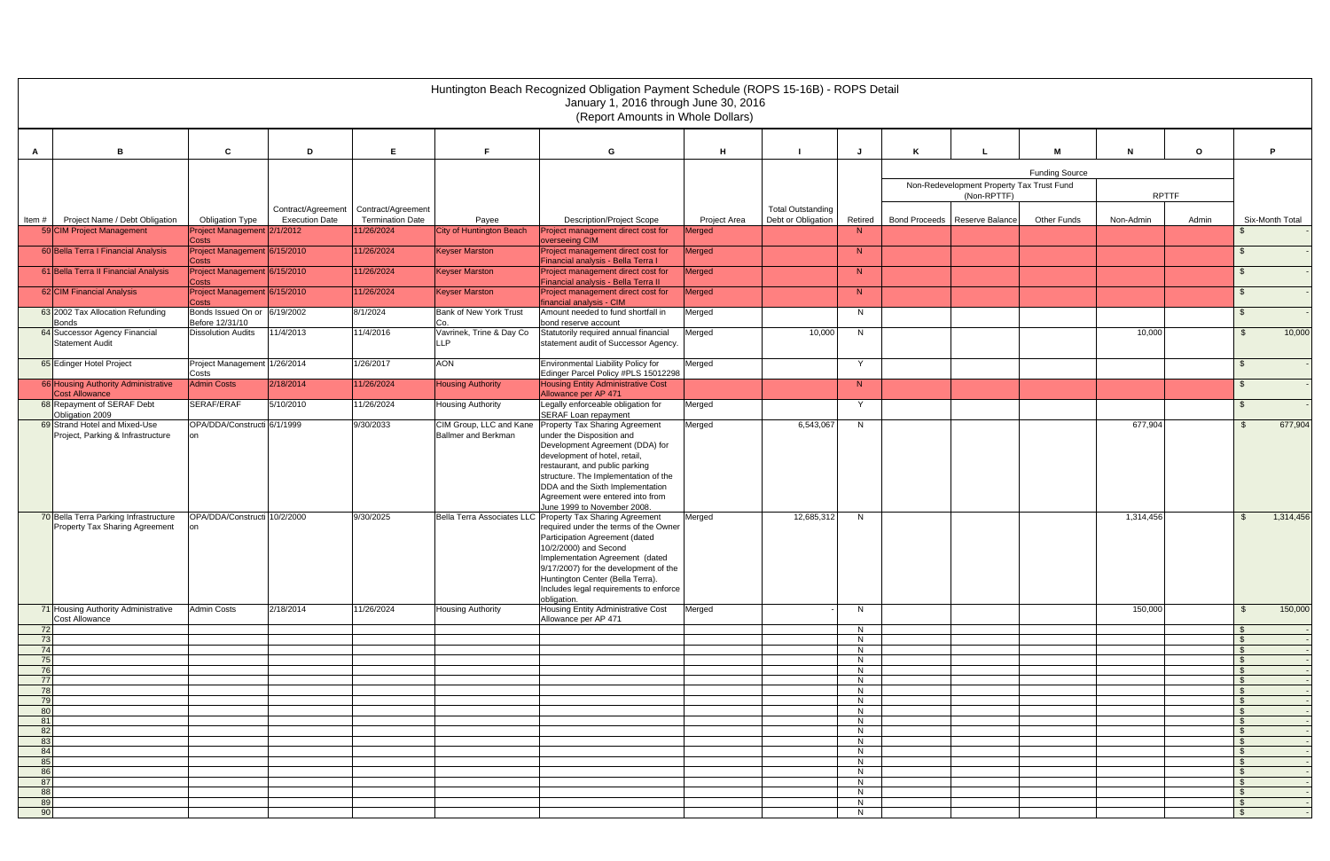# Huntington Beach Recognized Obligation Payment Schedule (ROPS 15-16B) - ROPS Detail

January 1, 2016 through June 30, 2016

(Report Amounts in Whole Dollars)

| A | B | C | D | E | F | G | H | I | J | K | L | M | N | O | P |
|---|---|---|---|---|---|---|---|---|---|---|---|---|---|---|---|
| | | | | | | | | | | Funding Source | | | | | |
| | | | | | | | | | | Non-Redevelopment Property Tax Trust Fund (Non-RPTTF) | | | RPTTF | | |
| Item # | Project Name / Debt Obligation | Obligation Type | Contract/Agreement Execution Date | Contract/Agreement Termination Date | Payee | Description/Project Scope | Project Area | Total Outstanding Debt or Obligation | Retired | Bond Proceeds | Reserve Balance | Other Funds | Non-Admin | Admin | Six-Month Total |
| 59 | CIM Project Management | Project Management Costs | 2/1/2012 | 11/26/2024 | City of Huntington Beach | Project management direct cost for overseeing CIM | Merged | | N | | | | | | $ - |
| 60 | Bella Terra I Financial Analysis | Project Management Costs | 6/15/2010 | 11/26/2024 | Keyser Marston | Project management direct cost for Financial analysis - Bella Terra I | Merged | | N | | | | | | $ - |
| 61 | Bella Terra II Financial Analysis | Project Management Costs | 6/15/2010 | 11/26/2024 | Keyser Marston | Project management direct cost for Financial analysis - Bella Terra II | Merged | | N | | | | | | $ - |
| 62 | CIM Financial Analysis | Project Management Costs | 6/15/2010 | 11/26/2024 | Keyser Marston | Project management direct cost for financial analysis - CIM | Merged | | N | | | | | | $ - |
| 63 | 2002 Tax Allocation Refunding Bonds | Bonds Issued On or Before 12/31/10 | 6/19/2002 | 8/1/2024 | Bank of New York Trust Co. | Amount needed to fund shortfall in bond reserve account | Merged | | N | | | | | | $ - |
| 64 | Successor Agency Financial Statement Audit | Dissolution Audits | 11/4/2013 | 11/4/2016 | Vavrinek, Trine & Day Co LLP | Statutorily required annual financial statement audit of Successor Agency. | Merged | 10,000 | N | | | | 10,000 | | $ 10,000 |
| 65 | Edinger Hotel Project | Project Management Costs | 1/26/2014 | 1/26/2017 | AON | Environmental Liability Policy for Edinger Parcel Policy #PLS 15012298 | Merged | | Y | | | | | | $ - |
| 66 | Housing Authority Administrative Cost Allowance | Admin Costs | 2/18/2014 | 11/26/2024 | Housing Authority | Housing Entity Administrative Cost Allowance per AP 471 | | | N | | | | | | $ - |
| 68 | Repayment of SERAF Debt Obligation 2009 | SERAF/ERAF | 5/10/2010 | 11/26/2024 | Housing Authority | Legally enforceable obligation for SERAF Loan repayment | Merged | | Y | | | | | | $ - |
| 69 | Strand Hotel and Mixed-Use Project, Parking & Infrastructure | OPA/DDA/Construction | 6/1/1999 | 9/30/2033 | CIM Group, LLC and Kane Ballmer and Berkman | Property Tax Sharing Agreement under the Disposition and Development Agreement (DDA) for development of hotel, retail, restaurant, and public parking structure. The Implementation of the DDA and the Sixth Implementation Agreement were entered into from June 1999 to November 2008. | Merged | 6,543,067 | N | | | | 677,904 | | $ 677,904 |
| 70 | Bella Terra Parking Infrastructure Property Tax Sharing Agreement | OPA/DDA/Construction | 10/2/2000 | 9/30/2025 | Bella Terra Associates LLC | Property Tax Sharing Agreement required under the terms of the Owner Participation Agreement (dated 10/2/2000) and Second Implementation Agreement (dated 9/17/2007) for the development of the Huntington Center (Bella Terra). Includes legal requirements to enforce obligation. | Merged | 12,685,312 | N | | | | 1,314,456 | | $ 1,314,456 |
| 71 | Housing Authority Administrative Cost Allowance | Admin Costs | 2/18/2014 | 11/26/2024 | Housing Authority | Housing Entity Administrative Cost Allowance per AP 471 | Merged | - | N | | | | 150,000 | | $ 150,000 |
| 72 | | | | | | | | | N | | | | | | $ - |
| 73 | | | | | | | | | N | | | | | | $ - |
| 74 | | | | | | | | | N | | | | | | $ - |
| 75 | | | | | | | | | N | | | | | | $ - |
| 76 | | | | | | | | | N | | | | | | $ - |
| 77 | | | | | | | | | N | | | | | | $ - |
| 78 | | | | | | | | | N | | | | | | $ - |
| 79 | | | | | | | | | N | | | | | | $ - |
| 80 | | | | | | | | | N | | | | | | $ - |
| 81 | | | | | | | | | N | | | | | | $ - |
| 82 | | | | | | | | | N | | | | | | $ - |
| 83 | | | | | | | | | N | | | | | | $ - |
| 84 | | | | | | | | | N | | | | | | $ - |
| 85 | | | | | | | | | N | | | | | | $ - |
| 86 | | | | | | | | | N | | | | | | $ - |
| 87 | | | | | | | | | N | | | | | | $ - |
| 88 | | | | | | | | | N | | | | | | $ - |
| 89 | | | | | | | | | N | | | | | | $ - |
| 90 | | | | | | | | | N | | | | | | $ - |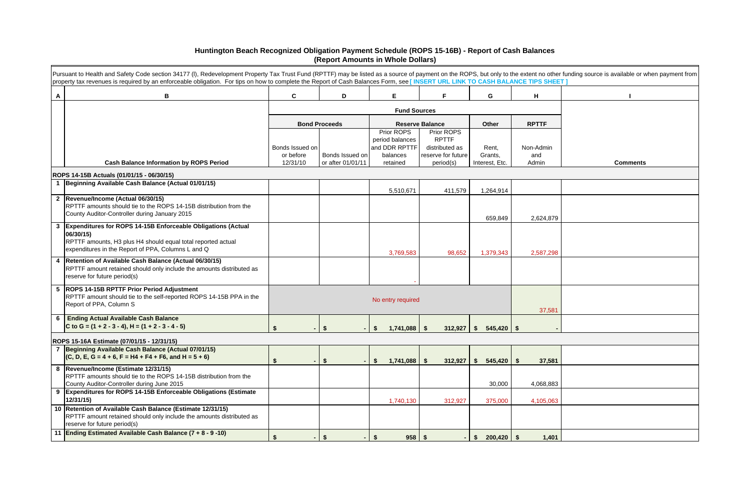# Huntington Beach Recognized Obligation Payment Schedule (ROPS 15-16B) - Report of Cash Balances
## (Report Amounts in Whole Dollars)

Pursuant to Health and Safety Code section 34177 (l), Redevelopment Property Tax Trust Fund (RPTTF) may be listed as a source of payment on the ROPS, but only to the extent no other funding source is available or when payment from property tax revenues is required by an enforceable obligation. For tips on how to complete the Report of Cash Balances Form, see [ INSERT URL LINK TO CASH BALANCE TIPS SHEET ]

| A | B | C | D | E | F | G | H | I |
|---|---|---|---|---|---|---|---|---|
| | | Fund Sources | | | | | | |
| | | Bond Proceeds | | Reserve Balance | | Other | RPTTF | |
| | Cash Balance Information by ROPS Period | Bonds Issued on or before 12/31/10 | Bonds Issued on or after 01/01/11 | Prior ROPS period balances and DDR RPTTF balances retained | Prior ROPS RPTTF distributed as reserve for future period(s) | Rent, Grants, Interest, Etc. | Non-Admin and Admin | Comments |
| | **ROPS 14-15B Actuals (01/01/15 - 06/30/15)** | | | | | | | |
| 1 | **Beginning Available Cash Balance (Actual 01/01/15)** | | | 5,510,671 | 411,579 | 1,264,914 | | |
| 2 | **Revenue/Income (Actual 06/30/15)**<br>RPTTF amounts should tie to the ROPS 14-15B distribution from the County Auditor-Controller during January 2015 | | | | | 659,849 | 2,624,879 | |
| 3 | **Expenditures for ROPS 14-15B Enforceable Obligations (Actual 06/30/15)**<br>RPTTF amounts, H3 plus H4 should equal total reported actual expenditures in the Report of PPA, Columns L and Q | | | 3,769,583 | 98,652 | 1,379,343 | 2,587,298 | |
| 4 | **Retention of Available Cash Balance (Actual 06/30/15)**<br>RPTTF amount retained should only include the amounts distributed as reserve for future period(s) | | | - | | | | |
| 5 | **ROPS 14-15B RPTTF Prior Period Adjustment**<br>RPTTF amount should tie to the self-reported ROPS 14-15B PPA in the Report of PPA, Column S | No entry required | | | | | 37,581 | |
| 6 | **Ending Actual Available Cash Balance**<br>**C to G = (1 + 2 - 3 - 4), H = (1 + 2 - 3 - 4 - 5)** | $ - | $ - | $ 1,741,088 | $ 312,927 | $ 545,420 | $ - | |
| | **ROPS 15-16A Estimate (07/01/15 - 12/31/15)** | | | | | | | |
| 7 | **Beginning Available Cash Balance (Actual 07/01/15)**<br>**(C, D, E, G = 4 + 6, F = H4 + F4 + F6, and H = 5 + 6)** | $ - | $ - | $ 1,741,088 | $ 312,927 | $ 545,420 | $ 37,581 | |
| 8 | **Revenue/Income (Estimate 12/31/15)**<br>RPTTF amounts should tie to the ROPS 14-15B distribution from the County Auditor-Controller during June 2015 | | | | | 30,000 | 4,068,883 | |
| 9 | **Expenditures for ROPS 14-15B Enforceable Obligations (Estimate 12/31/15)** | | | 1,740,130 | 312,927 | 375,000 | 4,105,063 | |
| 10 | **Retention of Available Cash Balance (Estimate 12/31/15)**<br>RPTTF amount retained should only include the amounts distributed as reserve for future period(s) | | | | | | | |
| 11 | **Ending Estimated Available Cash Balance (7 + 8 - 9 -10)** | $ - | $ - | $ 958 | $ - | $ 200,420 | $ 1,401 | |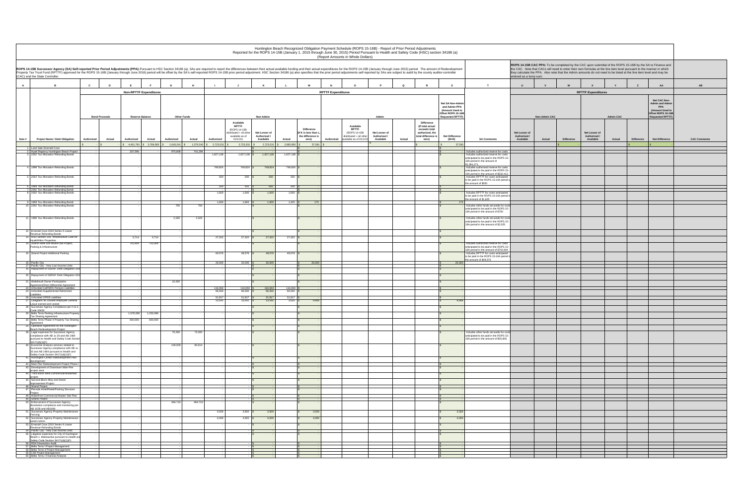Huntington Beach Recognized Obligation Payment Schedule (ROPS 15-16B) - Report of Prior Period Adjustments
Reported for the ROPS 14-15B (January 1, 2015 through June 30, 2015) Period Pursuant to Health and Safety Code (HSC) section 34186 (a)
(Report Amounts in Whole Dollars)

**ROPS 14-15B Successor Agency (SA) Self-reported Prior Period Adjustments (PPA):** Pursuant to HSC Section 34186 (a), SAs are required to report the differences between their actual available funding and their actual expenditures for the ROPS 14-15B (January through June 2015) period. The amount of Redevelopment Property Tax Trust Fund (RPTTF) approved for the ROPS 15-16B (January through June 2016) period will be offset by the SA's self-reported ROPS 14-15B prior period adjustment. HSC Section 34186 (a) also specifies that the prior period adjustments self-reported by SAs are subject to audit by the county auditor-controller (CAC) and the State Controller.

**ROPS 14-15B CAC PPA:** To be completed by the CAC upon submittal of the ROPS 15-16B by the SA to Finance and the CAC. Note that CACs will need to enter their own formulas at the line item level pursuant to the manner in which they calculate the PPA. Also note that the Admin amounts do not need to be listed at the line item level and may be entered as a lump sum.

| A | B | C | D | E | F | G | H | I | J | K | L | M | N | O | P | Q | R | S | T | U | V | W | X | Y | Z | AA | AB |
|---|---|---|---|---|---|---|---|---|---|---|---|---|---|---|---|---|---|---|---|---|---|---|---|---|---|---|---|
| | | Non-RPTTF Expenditures | | | | | | RPTTF Expenditures | | | | | | | | | | | | RPTTF Expenditures | | | | | | | |
| | | Bond Proceeds | | Reserve Balance | | Other Funds | | Non-Admin | | | | | Admin | | | | | Net SA Non-Admin and Admin PPA (Amount Used to Offset ROPS 15-16B Requested RPTTF) | | Non-Admin CAC | | | Admin CAC | | | Net CAC Non-Admin and Admin PPA (Amount Used to Offset ROPS 15-16B Requested RPTTF) | |
| Item # | Project Name / Debt Obligation | Authorized | Actual | Authorized | Actual | Authorized | Actual | Authorized | Available RPTTF (ROPS 14-15B distributed + all other available as of 01/1/15) | Net Lesser of Authorized / Available | Actual | Difference (If K is less than L, the difference is zero) | Authorized | Available RPTTF (ROPS 14-15B distributed + all other available as of 01/1/15) | Net Lesser of Authorized / Available | Actual | Difference (If total actual exceeds total authorized, the total difference is zero) | Net Difference (M+R) | SA Comments | Net Lesser of Authorized / Available | Actual | Difference | Net Lesser of Authorized / Available | Actual | Difference | Net Difference | CAC Comments |
| | | $ - | $ - | $ 4,451,781 | $ 3,769,583 | $ 1,643,241 | $ 1,379,343 | $ 2,723,531 | $ 2,723,531 | $ 2,723,531 | $ 2,685,950 | $ 37,581 | $ - | | $ - | | | $ 37,581 | | | | $ - | | | $ - | $ - | |
| 1 | Land Sale Emerald Cove | - | | | | | | | | $ - | | $ - | | | | | | $ - | | | | | | | | | |
| 2 | Hyatt Regency Huntington Beach Project | - | | 337,596 | | 975,806 | 761,294 | | | $ - | | $ - | | | | | | $ - | Includes authorized reserve for costs | | | | | | | | |
| 3 | 2002 Tax Allocation Refunding Bonds | - | | - | | - | | 1,627,138 | 1,627,138 | $ 1,627,138 | 1,627,138 | $ - | | | | | | $ - | Includes authorized reserve for costs anticipated to be paid in the ROPS 15-16A period in the amount of $1,291,271 | | | | | | | | |
| 4 | 1999 Tax Allocation Refunding Bonds | - | | - | | - | | 749,824 | 749,824 | $ 749,824 | 749,824 | $ - | | | | | | $ - | Includes authorized reserve for costs anticipated to be paid in the ROPS 15-16A period in the amount of $632,412 | | | | | | | | |
| 5 | 2002 Tax Allocation Refunding Bonds | - | | - | | - | | 500 | 500 | $ 500 | 500 | $ - | | | | | | $ - | Includes RPTTF for costs anticipated to be paid in the ROPS 15-16A period in the amount of $500 | | | | | | | | |
| 6 | 1999 Tax Allocation Refunding Bonds | - | | - | | - | | 500 | 500 | $ 500 | 500 | $ - | | | | | | $ - | | | | | | | | | |
| 7 | 2002 Tax Allocation Refunding Bonds | - | | - | | - | | | | $ - | | $ - | | | | | | $ - | | | | | | | | | |
| 8 | 2002 Tax Allocation Refunding Bonds | - | | - | | - | | 1,600 | 1,600 | $ 1,600 | 1,600 | $ - | | | | | | $ - | Includes RPTTF for costs anticipated to be paid in the ROPS 15-16A period in the amount of $1,600 | | | | | | | | |
| 9 | 1999 Tax Allocation Refunding Bonds | - | | - | | - | | 1,600 | 1,600 | $ 1,600 | 1,425 | $ 175 | | | | | | $ 175 | | | | | | | | | |
| 10 | 2002 Tax Allocation Refunding Bonds | - | | - | | 700 | 700 | - | | $ - | | $ - | | | | | | $ - | Includes other funds set-aside for costs anticipated to be paid in the ROPS 15-16A period in the amount of $700 | | | | | | | | |
| 11 | 1999 Tax Allocation Refunding Bonds | - | | - | | 2,025 | 2,025 | - | | $ - | | $ - | | | | | | $ - | Includes other funds set-aside for costs anticipated to be paid in the ROPS 15-16A period in the amount of $2,025 | | | | | | | | |
| 12 | Emerald Cove 2010 Series A Lease Revenue Refunding Bonds | - | | - | | - | | - | | $ - | | $ - | | | | | | $ - | | | | | | | | | |
| 13 | HUD Section 108 Infrastructure Loan for Hyatt/Hilton Properties | - | | 5,714 | 5,714 | - | | 27,322 | 27,322 | $ 27,322 | 27,322 | $ - | | | | | | $ - | | | | | | | | | |
| 14 | Strand Hotel and Mixed-Use Project, Parking & Infrastructure | - | | 702,904 | 702,904 | - | | - | | $ - | | $ - | | | | | | $ - | Includes authorized reserve for costs anticipated to be paid in the ROPS 15-16A period in the amount of $702,904 | | | | | | | | |
| 15 | Strand Project Additional Parking | - | | - | | - | | 49,576 | 49,576 | $ 49,576 | 49,576 | $ - | | | | | | $ - | Includes RPTTF for costs anticipated to be paid in the ROPS 15-16A period in the amount of $49,576 | | | | | | | | |
| 16 | Pacific City | - | | - | | - | | 20,000 | 20,000 | $ 20,000 | | $ 20,000 | | | | | | $ 20,000 | | | | | | | | | |
| 17 | Pacific City - Very Low Income Units | - | | - | | - | | - | | $ - | | $ - | | | | | | $ - | | | | | | | | | |
| 18 | Repayment of SERAF Debt Obligation 2010 | - | | - | | - | | - | | $ - | | $ - | | | | | | $ - | | | | | | | | | |
| 20 | Repayment of SERAF Debt Obligation 2010 | - | | - | | - | | - | | $ - | | $ - | | | | | | $ - | | | | | | | | | |
| 21 | Abdelmuti Owner Participation Agreement/Rent Differential Agreement | - | | - | | 10,000 | | - | | $ - | | $ - | | | | | | $ - | | | | | | | | | |
| 23 | Unfunded CalPERS Pension Liabilities | - | | - | | - | | 116,053 | 116,053 | $ 116,053 | 116,053 | $ - | | | | | | $ - | | | | | | | | | |
| 24 | Unfunded Supplemental Retirement Liabilities | - | | - | | - | | 66,550 | 66,550 | $ 66,550 | 66,550 | $ - | | | | | | $ - | | | | | | | | | |
| 26 | Unfunded OPEB Liabilities | - | | - | | - | | 31,817 | 31,817 | $ 31,817 | 31,817 | $ - | | | | | | $ - | | | | | | | | | |
| 27 | Obligation for unused employee General Leave earned and vested | - | | - | | - | | 13,541 | 13,541 | $ 13,541 | 3,635 | $ 9,906 | | | | | | $ 9,906 | | | | | | | | | |
| 28 | Successor Agency Compliance per H & S Code 33433 | - | | - | | - | | - | | $ - | | $ - | | | | | | $ - | | | | | | | | | |
| 29 | Bella Terra Parking Infrastructure Property Tax Sharing Agreement | - | | 1,578,000 | 1,232,396 | - | | - | | $ - | | $ - | | | | | | $ - | | | | | | | | | |
| 30 | Bella Terra Phase II Property Tax Sharing Agreement | - | | 600,000 | 600,000 | - | | - | | $ - | | $ - | | | | | | $ - | | | | | | | | | |
| 32 | Operative Agreement for the Huntington Beach Redevelopment Project | - | | - | | - | | - | | $ - | | $ - | | | | | | $ - | | | | | | | | | |
| 39 | Legal expenses for Successor Agency compliance with AB 1x 26 and AB 1484 pursuant to Health and Safety Code Section 34171(d)(1)(F) | - | | - | | 75,000 | 75,000 | - | | $ - | | $ - | | | | | | $ - | Includes other funds set-aside for costs anticipated to be paid in the ROPS 15-16A period in the amount of $55,806. | | | | | | | | |
| 40 | Economic Analysis services related to Successor Agency compliance with AB 1x 26 and AB 1484 pursuant to Health and Safety Code Section 34171(d)(1)(F) | - | | - | | 100,000 | 80,614 | - | | $ - | | $ - | | | | | | $ - | | | | | | | | | |
| 41 | Huntington Center Redevelopment Plan development | - | | - | | - | | - | | $ - | | $ - | | | | | | $ - | | | | | | | | | |
| 42 | Main-Pier Redevelopment Project Phase II | - | | - | | - | | - | | $ - | | $ - | | | | | | $ - | | | | | | | | | |
| 43 | Development of Downtown Main-Pier project area. | - | | - | | - | | - | | $ - | | $ - | | | | | | $ - | | | | | | | | | |
| 44 | Third Block West Commercial/Residential project | - | | - | | - | | - | | $ - | | $ - | | | | | | $ - | | | | | | | | | |
| 45 | Second Block Alley and Street Improvement Project | - | | - | | - | | - | | $ - | | $ - | | | | | | $ - | | | | | | | | | |
| 46 | Strand Project | - | | - | | - | | - | | $ - | | $ - | | | | | | $ - | | | | | | | | | |
| 47 | Pierside Hotel/Retail/Parking Structure Project | - | | - | | - | | - | | $ - | | $ - | | | | | | $ - | | | | | | | | | |
| 48 | Waterfront Commercial Master Site Plan | - | | - | | - | | - | | $ - | | $ - | | | | | | $ - | | | | | | | | | |
| 49 | Strand Project | - | | - | | - | | - | | $ - | | $ - | | | | | | $ - | | | | | | | | | |
| 50 | Enforcement of Successor Agency dissolution compliance and monitoring per AB 1X26 and AB1484 | - | | - | | 464,710 | 464,710 | - | | $ - | | $ - | | | | | | $ - | | | | | | | | | |
| 51 | Successor Agency Property Maintenance Fencing | - | | - | | - | | 3,500 | 3,500 | $ 3,500 | | $ 3,500 | | | | | | $ 3,500 | | | | | | | | | |
| 52 | Successor Agency Property Maintenance - weed control | - | | - | | - | | 4,000 | 4,000 | $ 4,000 | | $ 4,000 | | | | | | $ 4,000 | | | | | | | | | |
| 53 | Emerald Cove 2010 Series A Lease Revenue Refunding Bonds | - | | - | | - | | - | | $ - | | $ - | | | | | | $ - | | | | | | | | | |
| 54 | Pacific City - Very Low Income Units | - | | - | | - | | - | | $ - | | $ - | | | | | | $ - | | | | | | | | | |
| 55 | Litigation expenses for City of Huntington Beach v. Mattosinos pursuant to Health and Safety Code Section 34171(d)(1)(F) | - | | - | | - | | - | | $ - | | $ - | | | | | | $ - | | | | | | | | | |
| 56 | RDA Dissolution Audit | - | | - | | - | | - | | $ - | | $ - | | | | | | $ - | | | | | | | | | |
| 57 | Bella Terra I Project Management | - | | - | | - | | - | | $ - | | $ - | | | | | | $ - | | | | | | | | | |
| 58 | Bella Terra II Project Management | - | | - | | - | | - | | $ - | | $ - | | | | | | $ - | | | | | | | | | |
| 59 | CIM Project Management | - | | - | | - | | - | | $ - | | $ - | | | | | | $ - | | | | | | | | | |
| 60 | Bella Terra I Financial Analysis | - | | - | | - | | - | | $ - | | $ - | | | | | | $ - | | | | | | | | | |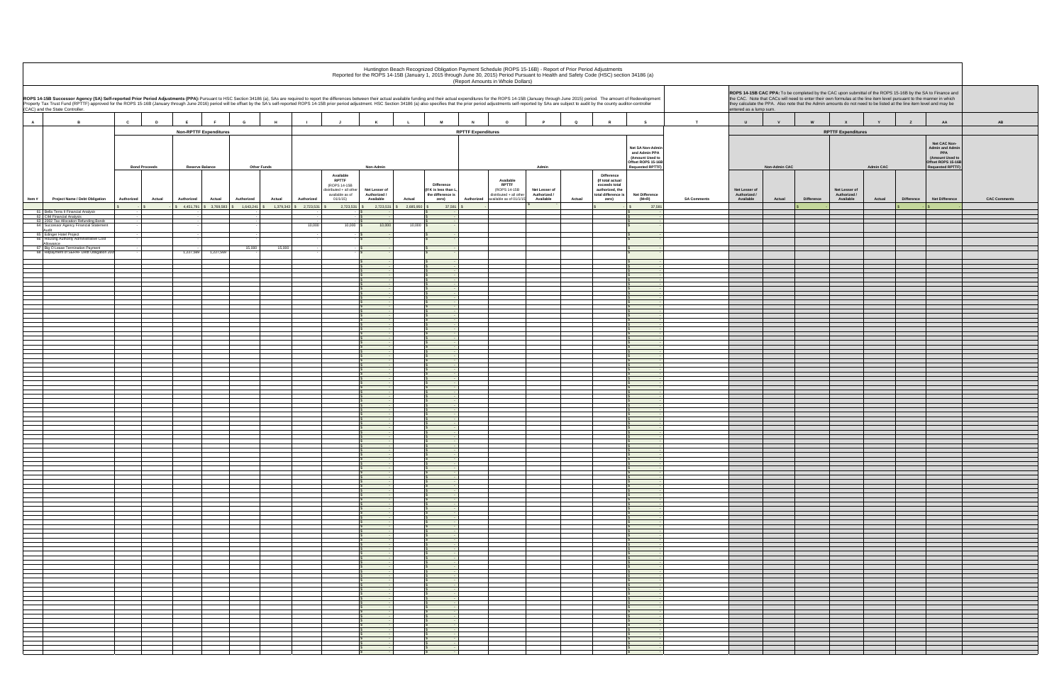Huntington Beach Recognized Obligation Payment Schedule (ROPS 15-16B) - Report of Prior Period Adjustments
Reported for the ROPS 14-15B (January 1, 2015 through June 30, 2015) Period Pursuant to Health and Safety Code (HSC) section 34186 (a)
(Report Amounts in Whole Dollars)

**ROPS 14-15B Successor Agency (SA) Self-reported Prior Period Adjustments (PPA):** Pursuant to HSC Section 34186 (a), SAs are required to report the differences between their actual available funding and their actual expenditures for the ROPS 14-15B (January through June 2015) period. The amount of Redevelopment Property Tax Trust Fund (RPTTF) approved for the ROPS 15-16B (January through June 2016) period will be offset by the SA's self-reported ROPS 14-15B prior period adjustment. HSC Section 34186 (a) also specifies that the prior period adjustments self-reported by SAs are subject to audit by the county auditor-controller (CAC) and the State Controller.

**ROPS 14-15B CAC PPA:** To be completed by the CAC upon submittal of the ROPS 15-16B by the SA to Finance and the CAC. Note that CACs will need to enter their own formulas at the line item level pursuant to the manner in which they calculate the PPA. Also note that the Admin amounts do not need to be listed at the line item level and may be entered as a lump sum.

| A | B | C | D | E | F | G | H | I | J | K | L | M | N | O | P | Q | R | S | T | U | V | W | X | Y | Z | AA | AB |
|---|---|---|---|---|---|---|---|---|---|---|---|---|---|---|---|---|---|---|---|---|---|---|---|---|---|---|---|
| | | Non-RPTTF Expenditures | | | | | | RPTTF Expenditures | | | | | | | | | | | | RPTTF Expenditures | | | | | | | |
| | | Bond Proceeds | | Reserve Balance | | Other Funds | | Non-Admin | | | | | Admin | | | | | Net SA Non-Admin and Admin PPA (Amount Used to Offset ROPS 15-16B Requested RPTTF) | | Non-Admin CAC | | | Admin CAC | | | Net CAC Non-Admin and Admin PPA (Amount Used to Offset ROPS 15-16B Requested RPTTF) | |
| Item # | Project Name / Debt Obligation | Authorized | Actual | Authorized | Actual | Authorized | Actual | Authorized | Available RPTTF (ROPS 14-15B distributed + all other available as of 01/1/15) | Net Lesser of Authorized / Available | Actual | Difference (If K is less than L, the difference is zero) | Authorized | Available RPTTF (ROPS 14-15B distributed + all other available as of 01/1/15) | Net Lesser of Authorized / Available | Actual | Difference (If total actual exceeds total authorized, the total difference is zero) | Net Difference (M+R) | SA Comments | Net Lesser of Authorized / Available | Actual | Difference | Net Lesser of Authorized / Available | Actual | Difference | Net Difference | CAC Comments |
| | | $ - | $ - | $ 4,451,781 | $ 3,769,583 | $ 1,643,241 | $ 1,379,343 | $ 2,723,531 | $ 2,723,531 | $ 2,723,531 | $ 2,685,950 | $ 37,581 | $ - | | | | $ - | $ 37,581 | | | | $ - | | | $ - | $ - | |
| 61 | Bella Terra II Financial Analysis | - | | - | | - | | - | - | $ - | | $ - | | | | | | $ - | | | | | | | | | |
| 62 | CIM Financial Analysis | - | | - | | - | | - | - | $ - | | $ - | | | | | | $ - | | | | | | | | | |
| 63 | 2002 Tax Allocation Refunding Bonds | - | | - | | - | | - | - | $ - | | $ - | | | | | | $ - | | | | | | | | | |
| 64 | Successor Agency Financial Statement Audit | - | | - | | - | | 10,000 | 10,000 | $ 10,000 | 10,000 | $ - | | | | | | $ - | | | | | | | | | |
| 65 | Edinger Hotel Project | - | | - | | - | | - | - | $ - | | $ - | | | | | | $ - | | | | | | | | | |
| 66 | Housing Authority Administrative Cost Allowance | - | | - | | - | | - | - | $ - | | $ - | | | | | | $ - | | | | | | | | | |
| 67 | Big O Lease Termination Payment | - | | - | | 15,000 | 15,000 | - | - | $ - | | $ - | | | | | | $ - | | | | | | | | | |
| 68 | Repayment of SERAF Debt Obligation 20.. | - | | 1,227,569 | 1,227,569 | - | | - | - | $ - | | $ - | | | | | | $ - | | | | | | | | | |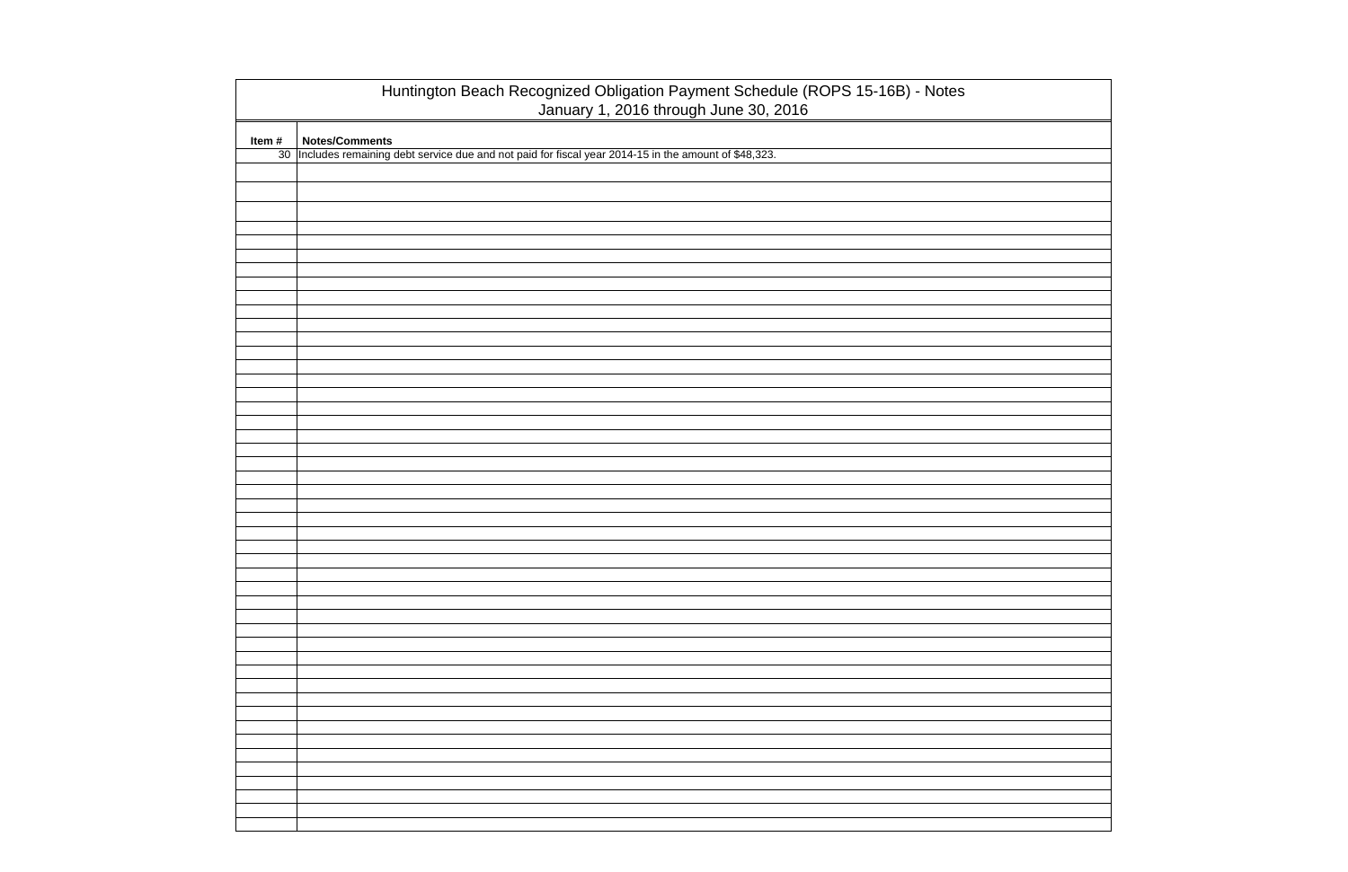# Huntington Beach Recognized Obligation Payment Schedule (ROPS 15-16B) - Notes

January 1, 2016 through June 30, 2016

| Item # | Notes/Comments |
|---|---|
| 30 | Includes remaining debt service due and not paid for fiscal year 2014-15 in the amount of $48,323. |